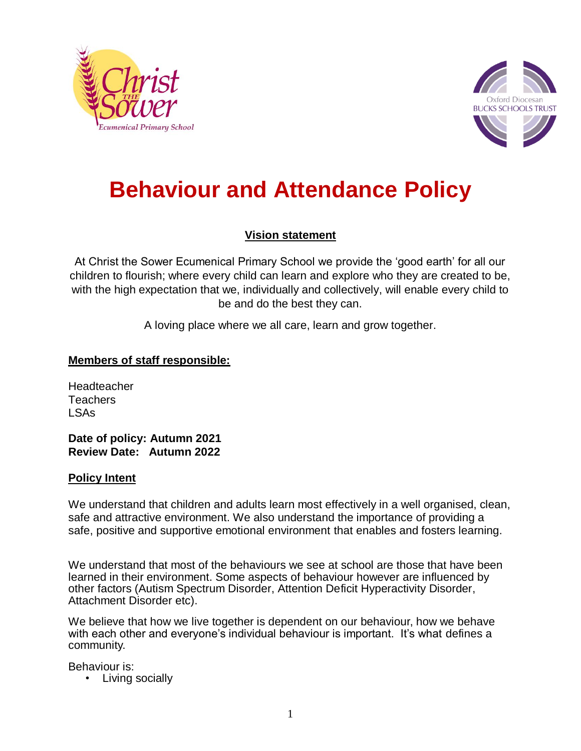# Behaviour and Attendance Policy

## Vision statement

At Christ the Sower Ecumenical Primary School we provide the 'good earth' for all our children to flourish; where every child can learn and explore who they are created to be, with the high expectation that we, individually and collectively, will enable every child to be and do the best they can.

A loving place where we all care, learn and grow together.

**Members of staff responsible:**

Headteacher
Teachers
LSAs

**Date of policy: Autumn 2021**
**Review Date: Autumn 2022**

**Policy Intent**

We understand that children and adults learn most effectively in a well organised, clean, safe and attractive environment. We also understand the importance of providing a safe, positive and supportive emotional environment that enables and fosters learning.

We understand that most of the behaviours we see at school are those that have been learned in their environment. Some aspects of behaviour however are influenced by other factors (Autism Spectrum Disorder, Attention Deficit Hyperactivity Disorder, Attachment Disorder etc).

We believe that how we live together is dependent on our behaviour, how we behave with each other and everyone's individual behaviour is important. It's what defines a community.

Behaviour is:

- Living socially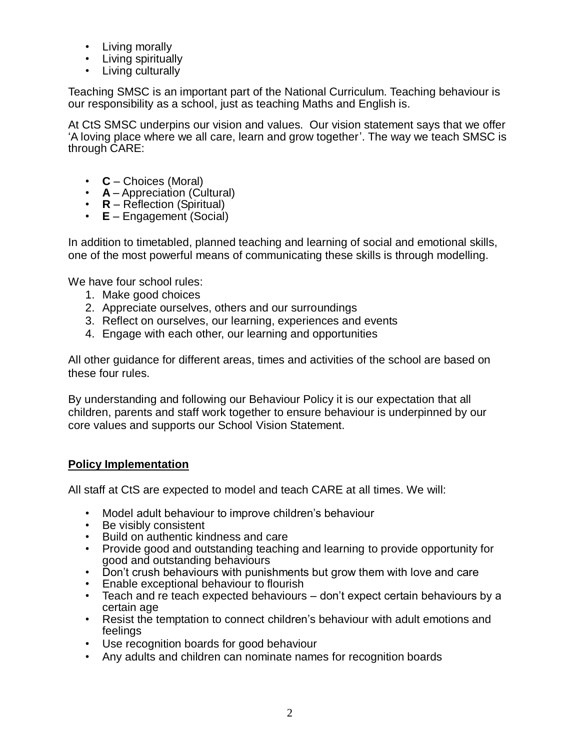- Living morally
- Living spiritually
- Living culturally

Teaching SMSC is an important part of the National Curriculum. Teaching behaviour is our responsibility as a school, just as teaching Maths and English is.

At CtS SMSC underpins our vision and values. Our vision statement says that we offer 'A loving place where we all care, learn and grow together'. The way we teach SMSC is through CARE:

- **C** – Choices (Moral)
- **A** – Appreciation (Cultural)
- **R** – Reflection (Spiritual)
- **E** – Engagement (Social)

In addition to timetabled, planned teaching and learning of social and emotional skills, one of the most powerful means of communicating these skills is through modelling.

We have four school rules:

1. Make good choices
2. Appreciate ourselves, others and our surroundings
3. Reflect on ourselves, our learning, experiences and events
4. Engage with each other, our learning and opportunities

All other guidance for different areas, times and activities of the school are based on these four rules.

By understanding and following our Behaviour Policy it is our expectation that all children, parents and staff work together to ensure behaviour is underpinned by our core values and supports our School Vision Statement.

## **Policy Implementation**

All staff at CtS are expected to model and teach CARE at all times. We will:

- Model adult behaviour to improve children's behaviour
- Be visibly consistent
- Build on authentic kindness and care
- Provide good and outstanding teaching and learning to provide opportunity for good and outstanding behaviours
- Don't crush behaviours with punishments but grow them with love and care
- Enable exceptional behaviour to flourish
- Teach and re teach expected behaviours – don't expect certain behaviours by a certain age
- Resist the temptation to connect children's behaviour with adult emotions and feelings
- Use recognition boards for good behaviour
- Any adults and children can nominate names for recognition boards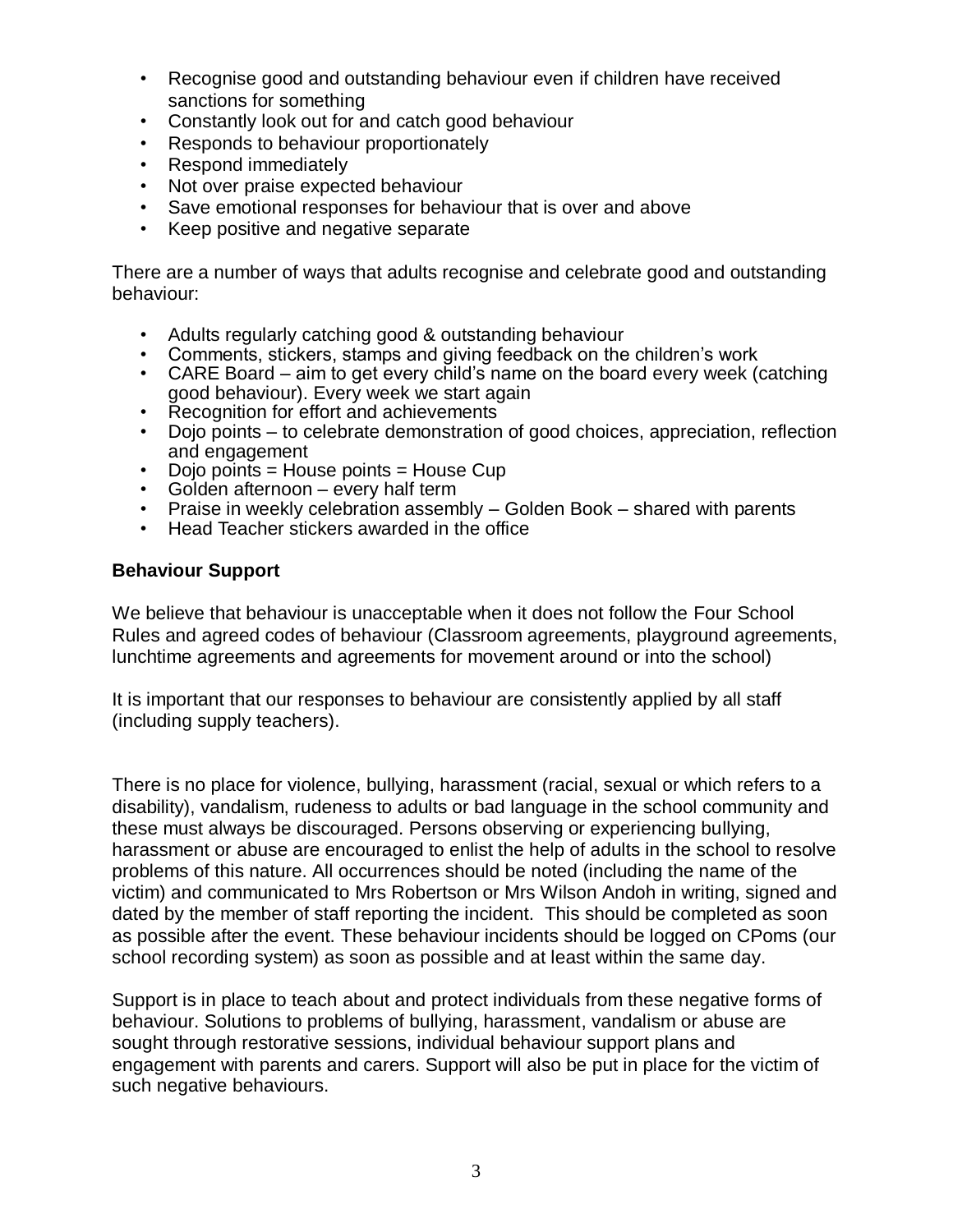- Recognise good and outstanding behaviour even if children have received sanctions for something
- Constantly look out for and catch good behaviour
- Responds to behaviour proportionately
- Respond immediately
- Not over praise expected behaviour
- Save emotional responses for behaviour that is over and above
- Keep positive and negative separate

There are a number of ways that adults recognise and celebrate good and outstanding behaviour:

- Adults regularly catching good & outstanding behaviour
- Comments, stickers, stamps and giving feedback on the children's work
- CARE Board – aim to get every child's name on the board every week (catching good behaviour). Every week we start again
- Recognition for effort and achievements
- Dojo points – to celebrate demonstration of good choices, appreciation, reflection and engagement
- Dojo points = House points = House Cup
- Golden afternoon – every half term
- Praise in weekly celebration assembly – Golden Book – shared with parents
- Head Teacher stickers awarded in the office

**Behaviour Support**

We believe that behaviour is unacceptable when it does not follow the Four School Rules and agreed codes of behaviour (Classroom agreements, playground agreements, lunchtime agreements and agreements for movement around or into the school)

It is important that our responses to behaviour are consistently applied by all staff (including supply teachers).

There is no place for violence, bullying, harassment (racial, sexual or which refers to a disability), vandalism, rudeness to adults or bad language in the school community and these must always be discouraged. Persons observing or experiencing bullying, harassment or abuse are encouraged to enlist the help of adults in the school to resolve problems of this nature. All occurrences should be noted (including the name of the victim) and communicated to Mrs Robertson or Mrs Wilson Andoh in writing, signed and dated by the member of staff reporting the incident. This should be completed as soon as possible after the event. These behaviour incidents should be logged on CPoms (our school recording system) as soon as possible and at least within the same day.

Support is in place to teach about and protect individuals from these negative forms of behaviour. Solutions to problems of bullying, harassment, vandalism or abuse are sought through restorative sessions, individual behaviour support plans and engagement with parents and carers. Support will also be put in place for the victim of such negative behaviours.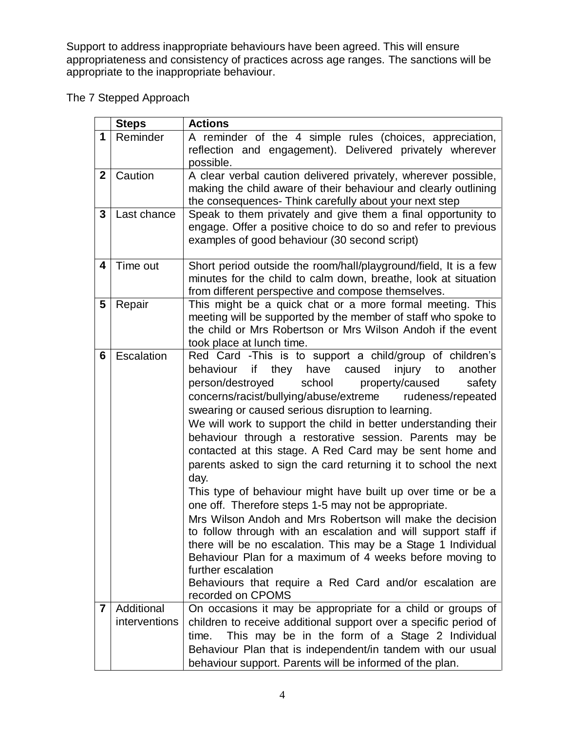Support to address inappropriate behaviours have been agreed. This will ensure appropriateness and consistency of practices across age ranges. The sanctions will be appropriate to the inappropriate behaviour.

The 7 Stepped Approach

| | **Steps** | **Actions** |
|---|---|---|
| **1** | Reminder | A reminder of the 4 simple rules (choices, appreciation, reflection and engagement). Delivered privately wherever possible. |
| **2** | Caution | A clear verbal caution delivered privately, wherever possible, making the child aware of their behaviour and clearly outlining the consequences- Think carefully about your next step |
| **3** | Last chance | Speak to them privately and give them a final opportunity to engage. Offer a positive choice to do so and refer to previous examples of good behaviour (30 second script) |
| **4** | Time out | Short period outside the room/hall/playground/field, It is a few minutes for the child to calm down, breathe, look at situation from different perspective and compose themselves. |
| **5** | Repair | This might be a quick chat or a more formal meeting. This meeting will be supported by the member of staff who spoke to the child or Mrs Robertson or Mrs Wilson Andoh if the event took place at lunch time. |
| **6** | Escalation | Red Card -This is to support a child/group of children's behaviour if they have caused injury to another person/destroyed school property/caused safety concerns/racist/bullying/abuse/extreme rudeness/repeated swearing or caused serious disruption to learning.<br>We will work to support the child in better understanding their behaviour through a restorative session. Parents may be contacted at this stage. A Red Card may be sent home and parents asked to sign the card returning it to school the next day.<br>This type of behaviour might have built up over time or be a one off. Therefore steps 1-5 may not be appropriate.<br>Mrs Wilson Andoh and Mrs Robertson will make the decision to follow through with an escalation and will support staff if there will be no escalation. This may be a Stage 1 Individual Behaviour Plan for a maximum of 4 weeks before moving to further escalation<br>Behaviours that require a Red Card and/or escalation are recorded on CPOMS |
| **7** | Additional interventions | On occasions it may be appropriate for a child or groups of children to receive additional support over a specific period of time. This may be in the form of a Stage 2 Individual Behaviour Plan that is independent/in tandem with our usual behaviour support. Parents will be informed of the plan. |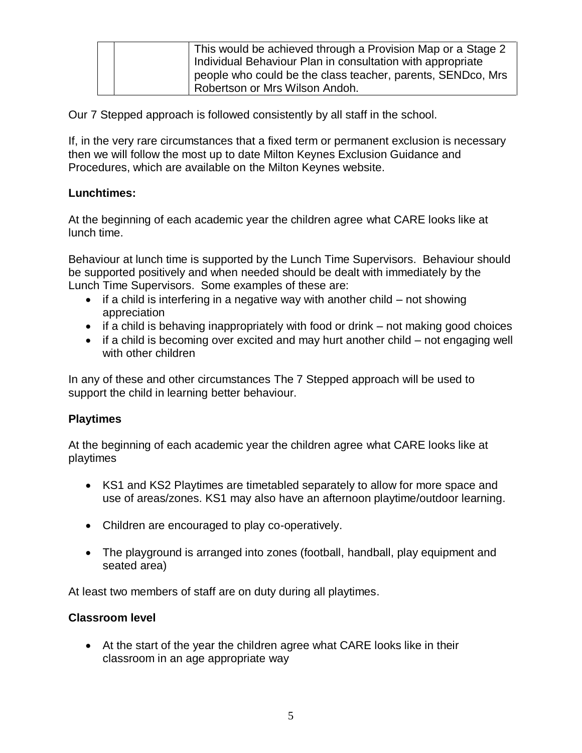| | | This would be achieved through a Provision Map or a Stage 2 Individual Behaviour Plan in consultation with appropriate people who could be the class teacher, parents, SENDco, Mrs Robertson or Mrs Wilson Andoh. |
|---|---|---|

Our 7 Stepped approach is followed consistently by all staff in the school.

If, in the very rare circumstances that a fixed term or permanent exclusion is necessary then we will follow the most up to date Milton Keynes Exclusion Guidance and Procedures, which are available on the Milton Keynes website.

**Lunchtimes:**

At the beginning of each academic year the children agree what CARE looks like at lunch time.

Behaviour at lunch time is supported by the Lunch Time Supervisors. Behaviour should be supported positively and when needed should be dealt with immediately by the Lunch Time Supervisors. Some examples of these are:

- if a child is interfering in a negative way with another child – not showing appreciation
- if a child is behaving inappropriately with food or drink – not making good choices
- if a child is becoming over excited and may hurt another child – not engaging well with other children

In any of these and other circumstances The 7 Stepped approach will be used to support the child in learning better behaviour.

**Playtimes**

At the beginning of each academic year the children agree what CARE looks like at playtimes

- KS1 and KS2 Playtimes are timetabled separately to allow for more space and use of areas/zones. KS1 may also have an afternoon playtime/outdoor learning.
- Children are encouraged to play co-operatively.
- The playground is arranged into zones (football, handball, play equipment and seated area)

At least two members of staff are on duty during all playtimes.

**Classroom level**

- At the start of the year the children agree what CARE looks like in their classroom in an age appropriate way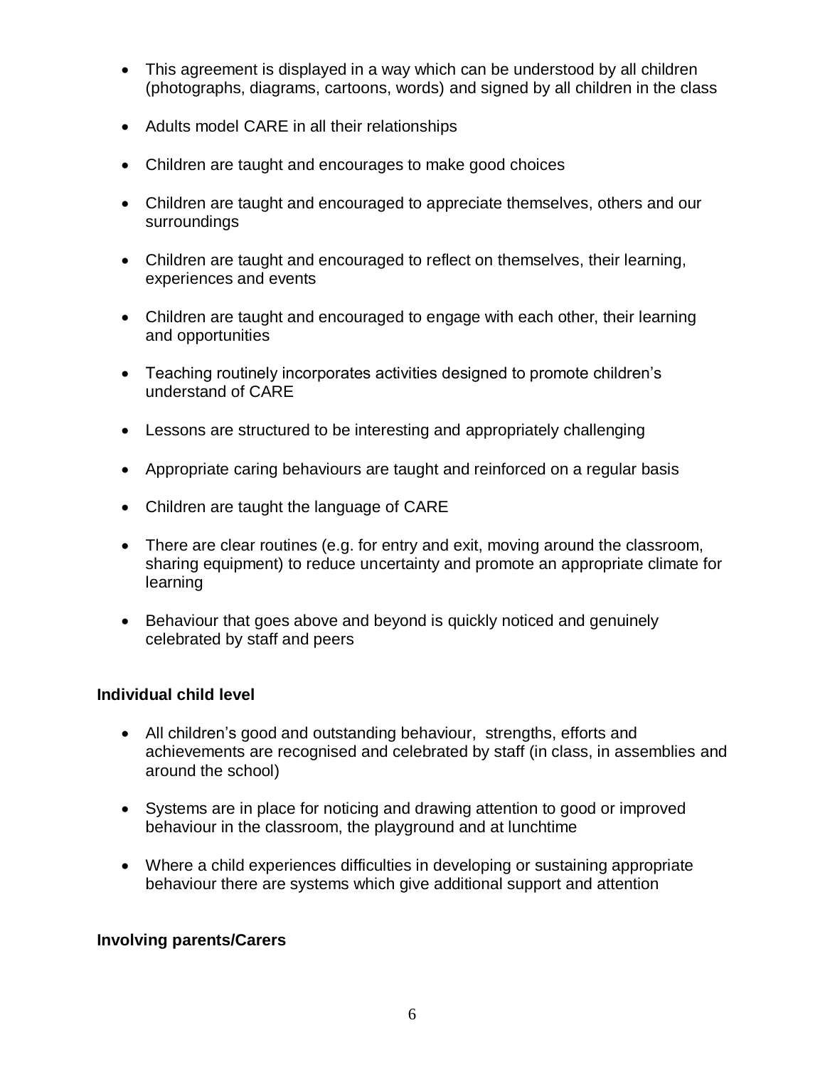- This agreement is displayed in a way which can be understood by all children (photographs, diagrams, cartoons, words) and signed by all children in the class
- Adults model CARE in all their relationships
- Children are taught and encourages to make good choices
- Children are taught and encouraged to appreciate themselves, others and our surroundings
- Children are taught and encouraged to reflect on themselves, their learning, experiences and events
- Children are taught and encouraged to engage with each other, their learning and opportunities
- Teaching routinely incorporates activities designed to promote children's understand of CARE
- Lessons are structured to be interesting and appropriately challenging
- Appropriate caring behaviours are taught and reinforced on a regular basis
- Children are taught the language of CARE
- There are clear routines (e.g. for entry and exit, moving around the classroom, sharing equipment) to reduce uncertainty and promote an appropriate climate for learning
- Behaviour that goes above and beyond is quickly noticed and genuinely celebrated by staff and peers

**Individual child level**

- All children's good and outstanding behaviour, strengths, efforts and achievements are recognised and celebrated by staff (in class, in assemblies and around the school)
- Systems are in place for noticing and drawing attention to good or improved behaviour in the classroom, the playground and at lunchtime
- Where a child experiences difficulties in developing or sustaining appropriate behaviour there are systems which give additional support and attention

**Involving parents/Carers**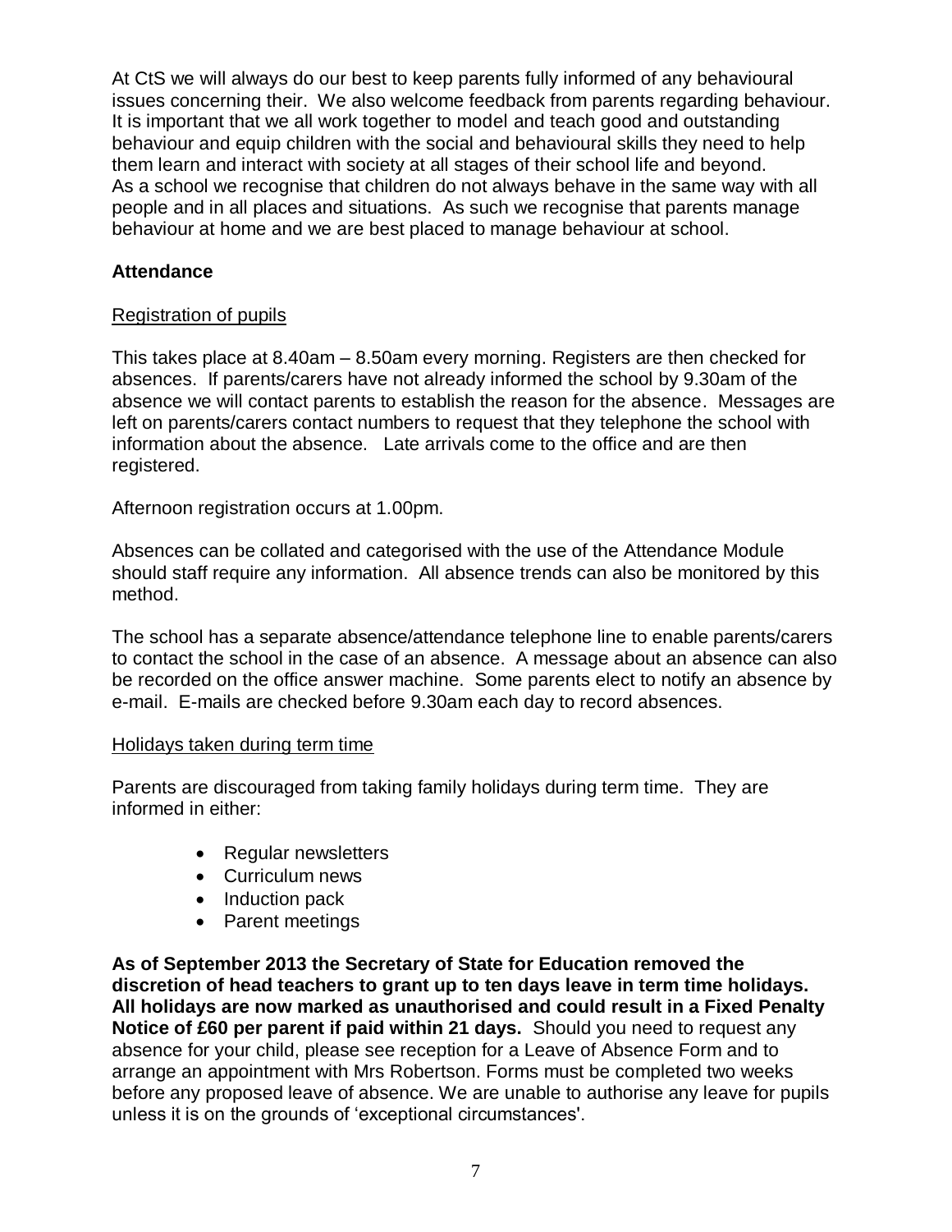At CtS we will always do our best to keep parents fully informed of any behavioural issues concerning their. We also welcome feedback from parents regarding behaviour. It is important that we all work together to model and teach good and outstanding behaviour and equip children with the social and behavioural skills they need to help them learn and interact with society at all stages of their school life and beyond. As a school we recognise that children do not always behave in the same way with all people and in all places and situations. As such we recognise that parents manage behaviour at home and we are best placed to manage behaviour at school.

## Attendance

### Registration of pupils

This takes place at 8.40am – 8.50am every morning. Registers are then checked for absences. If parents/carers have not already informed the school by 9.30am of the absence we will contact parents to establish the reason for the absence. Messages are left on parents/carers contact numbers to request that they telephone the school with information about the absence. Late arrivals come to the office and are then registered.

Afternoon registration occurs at 1.00pm.

Absences can be collated and categorised with the use of the Attendance Module should staff require any information. All absence trends can also be monitored by this method.

The school has a separate absence/attendance telephone line to enable parents/carers to contact the school in the case of an absence. A message about an absence can also be recorded on the office answer machine. Some parents elect to notify an absence by e-mail. E-mails are checked before 9.30am each day to record absences.

### Holidays taken during term time

Parents are discouraged from taking family holidays during term time. They are informed in either:

- Regular newsletters
- Curriculum news
- Induction pack
- Parent meetings

**As of September 2013 the Secretary of State for Education removed the discretion of head teachers to grant up to ten days leave in term time holidays. All holidays are now marked as unauthorised and could result in a Fixed Penalty Notice of £60 per parent if paid within 21 days.** Should you need to request any absence for your child, please see reception for a Leave of Absence Form and to arrange an appointment with Mrs Robertson. Forms must be completed two weeks before any proposed leave of absence. We are unable to authorise any leave for pupils unless it is on the grounds of 'exceptional circumstances'.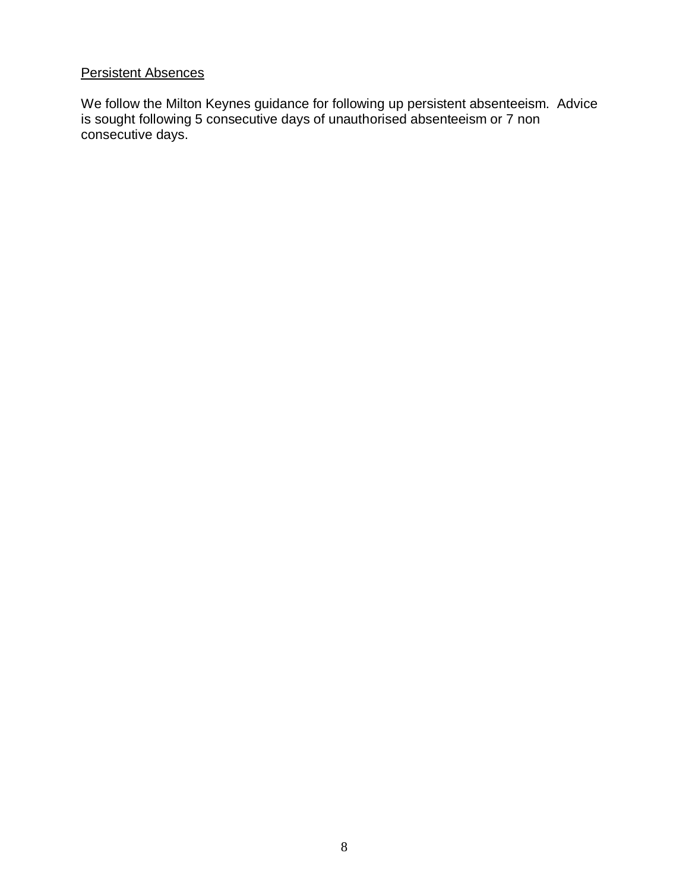## Persistent Absences

We follow the Milton Keynes guidance for following up persistent absenteeism. Advice is sought following 5 consecutive days of unauthorised absenteeism or 7 non consecutive days.